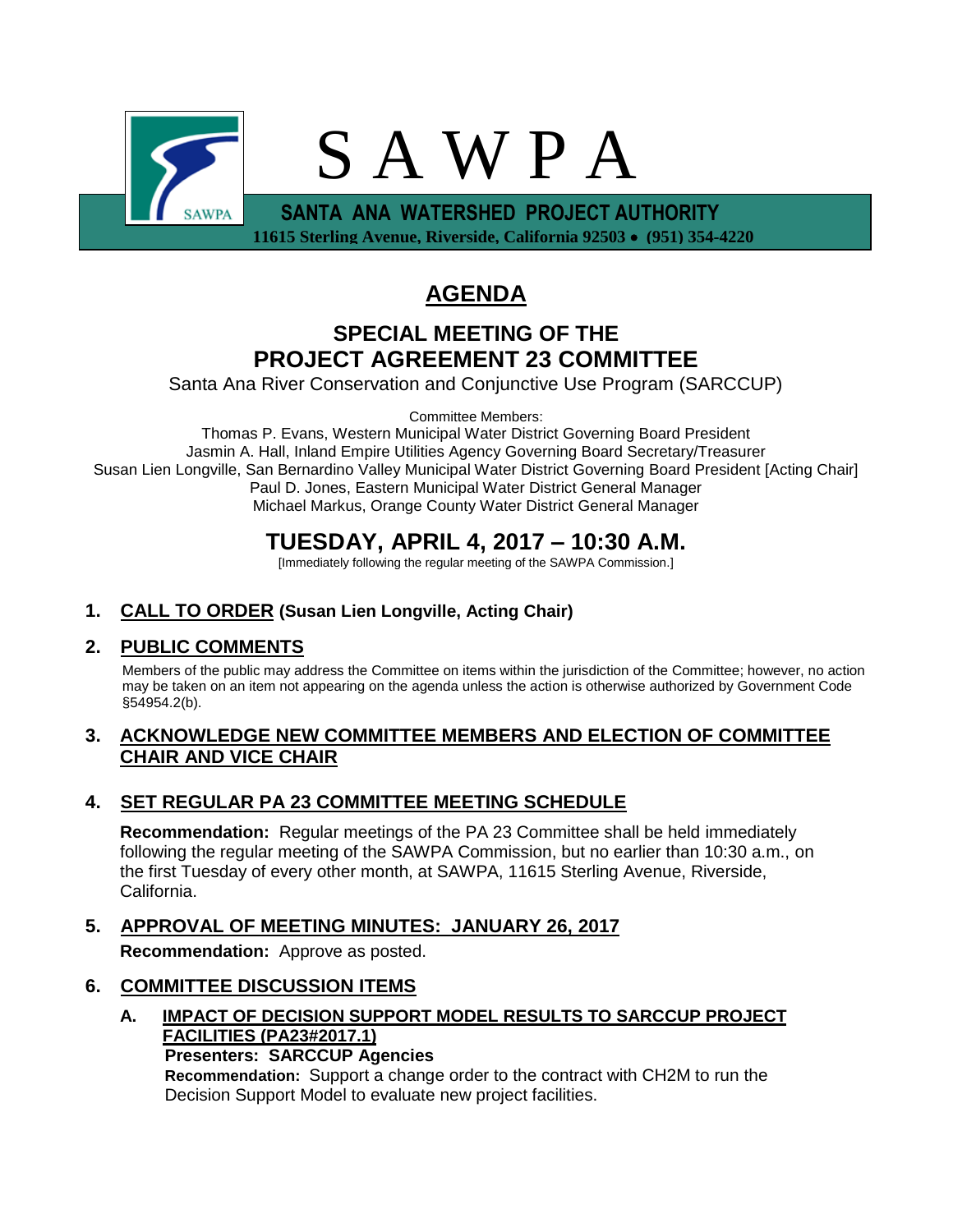# S A W P A

**SANTA ANA WATERSHED PROJECT AUTHORITY**

**11615 Sterling Avenue, Riverside, California 92503 • (951) 354-4220**

# AGENDA

## SPECIAL MEETING OF THE PROJECT AGREEMENT 23 COMMITTEE

Santa Ana River Conservation and Conjunctive Use Program (SARCCUP)

Committee Members:

Thomas P. Evans, Western Municipal Water District Governing Board President
Jasmin A. Hall, Inland Empire Utilities Agency Governing Board Secretary/Treasurer
Susan Lien Longville, San Bernardino Valley Municipal Water District Governing Board President [Acting Chair]
Paul D. Jones, Eastern Municipal Water District General Manager
Michael Markus, Orange County Water District General Manager

## TUESDAY, APRIL 4, 2017 – 10:30 A.M.

[Immediately following the regular meeting of the SAWPA Commission.]

### 1. CALL TO ORDER (Susan Lien Longville, Acting Chair)

### 2. PUBLIC COMMENTS

Members of the public may address the Committee on items within the jurisdiction of the Committee; however, no action may be taken on an item not appearing on the agenda unless the action is otherwise authorized by Government Code §54954.2(b).

### 3. ACKNOWLEDGE NEW COMMITTEE MEMBERS AND ELECTION OF COMMITTEE CHAIR AND VICE CHAIR

### 4. SET REGULAR PA 23 COMMITTEE MEETING SCHEDULE

**Recommendation:** Regular meetings of the PA 23 Committee shall be held immediately following the regular meeting of the SAWPA Commission, but no earlier than 10:30 a.m., on the first Tuesday of every other month, at SAWPA, 11615 Sterling Avenue, Riverside, California.

### 5. APPROVAL OF MEETING MINUTES: JANUARY 26, 2017

**Recommendation:** Approve as posted.

### 6. COMMITTEE DISCUSSION ITEMS

**A. IMPACT OF DECISION SUPPORT MODEL RESULTS TO SARCCUP PROJECT FACILITIES (PA23#2017.1)**

**Presenters: SARCCUP Agencies**

**Recommendation:** Support a change order to the contract with CH2M to run the Decision Support Model to evaluate new project facilities.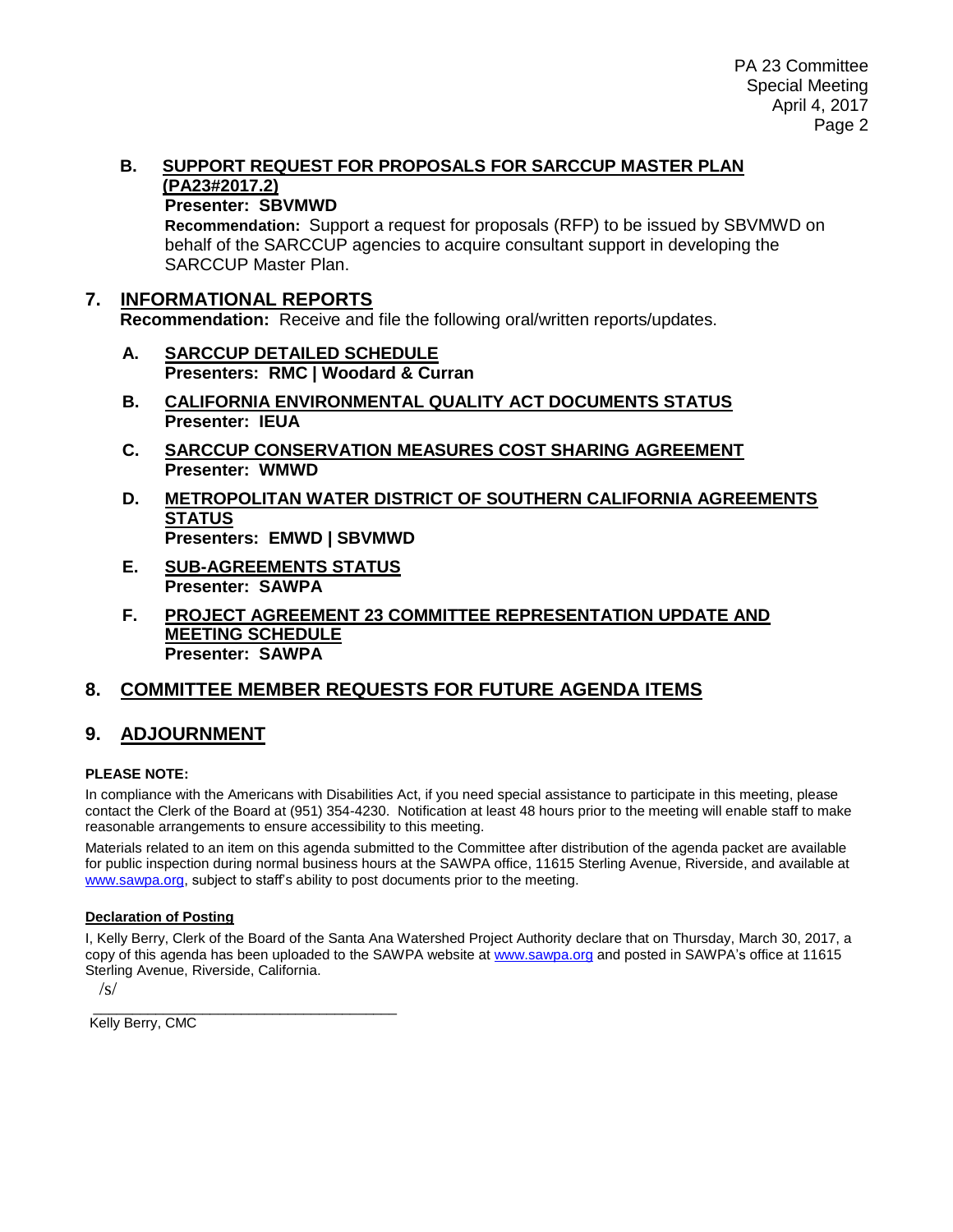**B. SUPPORT REQUEST FOR PROPOSALS FOR SARCCUP MASTER PLAN (PA23#2017.2)**
**Presenter: SBVMWD**
**Recommendation:** Support a request for proposals (RFP) to be issued by SBVMWD on behalf of the SARCCUP agencies to acquire consultant support in developing the SARCCUP Master Plan.

## 7. INFORMATIONAL REPORTS

**Recommendation:** Receive and file the following oral/written reports/updates.

**A. SARCCUP DETAILED SCHEDULE**
**Presenters: RMC | Woodard & Curran**

**B. CALIFORNIA ENVIRONMENTAL QUALITY ACT DOCUMENTS STATUS**
**Presenter: IEUA**

**C. SARCCUP CONSERVATION MEASURES COST SHARING AGREEMENT**
**Presenter: WMWD**

**D. METROPOLITAN WATER DISTRICT OF SOUTHERN CALIFORNIA AGREEMENTS STATUS**
**Presenters: EMWD | SBVMWD**

**E. SUB-AGREEMENTS STATUS**
**Presenter: SAWPA**

**F. PROJECT AGREEMENT 23 COMMITTEE REPRESENTATION UPDATE AND MEETING SCHEDULE**
**Presenter: SAWPA**

## 8. COMMITTEE MEMBER REQUESTS FOR FUTURE AGENDA ITEMS

## 9. ADJOURNMENT

**PLEASE NOTE:**

In compliance with the Americans with Disabilities Act, if you need special assistance to participate in this meeting, please contact the Clerk of the Board at (951) 354-4230. Notification at least 48 hours prior to the meeting will enable staff to make reasonable arrangements to ensure accessibility to this meeting.

Materials related to an item on this agenda submitted to the Committee after distribution of the agenda packet are available for public inspection during normal business hours at the SAWPA office, 11615 Sterling Avenue, Riverside, and available at www.sawpa.org, subject to staff's ability to post documents prior to the meeting.

**Declaration of Posting**

I, Kelly Berry, Clerk of the Board of the Santa Ana Watershed Project Authority declare that on Thursday, March 30, 2017, a copy of this agenda has been uploaded to the SAWPA website at www.sawpa.org and posted in SAWPA's office at 11615 Sterling Avenue, Riverside, California.

/s/

Kelly Berry, CMC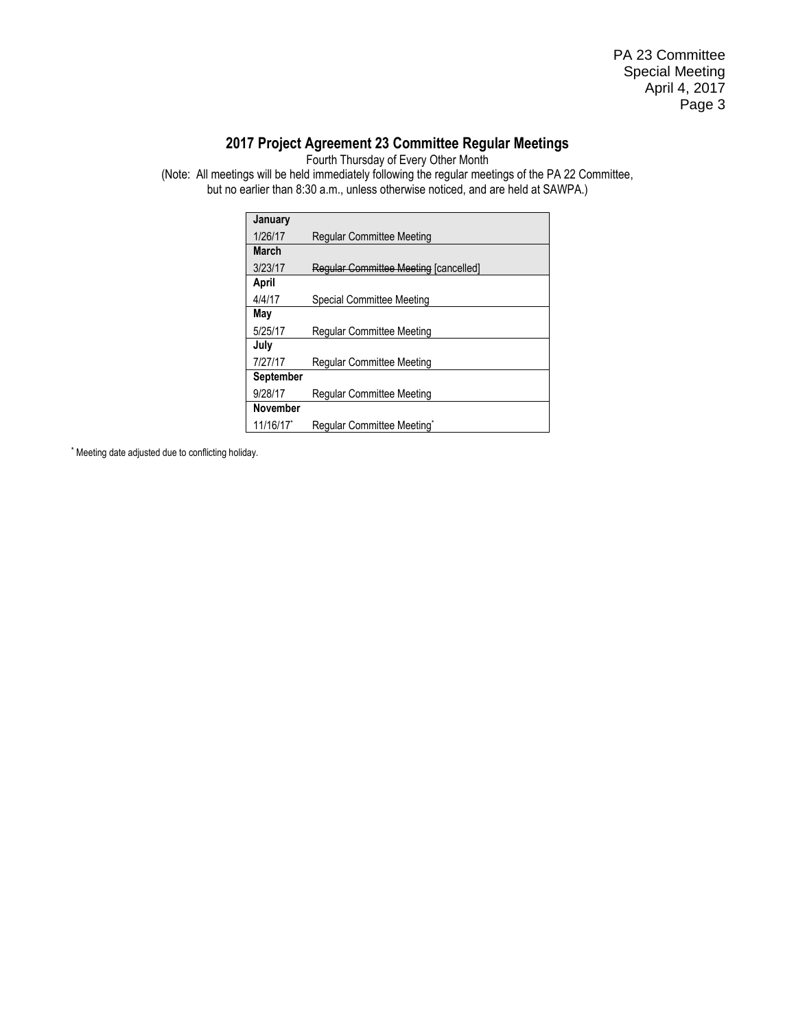## 2017 Project Agreement 23 Committee Regular Meetings

Fourth Thursday of Every Other Month

(Note: All meetings will be held immediately following the regular meetings of the PA 22 Committee, but no earlier than 8:30 a.m., unless otherwise noticed, and are held at SAWPA.)

| | |
|---|---|
| **January** | |
| 1/26/17 | Regular Committee Meeting |
| **March** | |
| 3/23/17 | ~~Regular Committee Meeting~~ [cancelled] |
| **April** | |
| 4/4/17 | Special Committee Meeting |
| **May** | |
| 5/25/17 | Regular Committee Meeting |
| **July** | |
| 7/27/17 | Regular Committee Meeting |
| **September** | |
| 9/28/17 | Regular Committee Meeting |
| **November** | |
| 11/16/17* | Regular Committee Meeting* |

* Meeting date adjusted due to conflicting holiday.